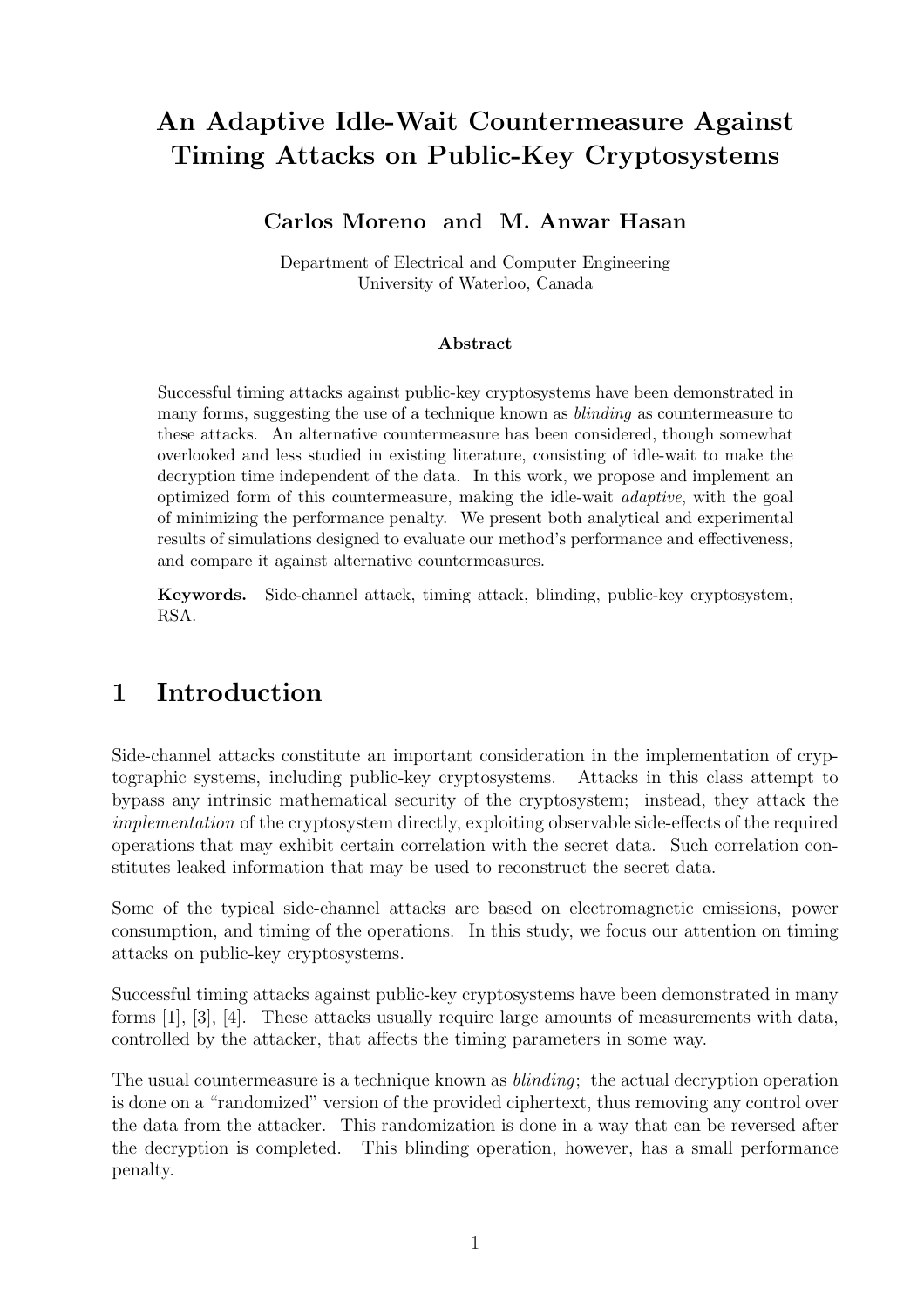# An Adaptive Idle-Wait Countermeasure Against Timing Attacks on Public-Key Cryptosystems

**Carlos Moreno and M. Anwar Hasan**

Department of Electrical and Computer Engineering
University of Waterloo, Canada

### Abstract

Successful timing attacks against public-key cryptosystems have been demonstrated in many forms, suggesting the use of a technique known as *blinding* as countermeasure to these attacks. An alternative countermeasure has been considered, though somewhat overlooked and less studied in existing literature, consisting of idle-wait to make the decryption time independent of the data. In this work, we propose and implement an optimized form of this countermeasure, making the idle-wait *adaptive*, with the goal of minimizing the performance penalty. We present both analytical and experimental results of simulations designed to evaluate our method's performance and effectiveness, and compare it against alternative countermeasures.

**Keywords.** Side-channel attack, timing attack, blinding, public-key cryptosystem, RSA.

## 1 Introduction

Side-channel attacks constitute an important consideration in the implementation of cryptographic systems, including public-key cryptosystems. Attacks in this class attempt to bypass any intrinsic mathematical security of the cryptosystem; instead, they attack the *implementation* of the cryptosystem directly, exploiting observable side-effects of the required operations that may exhibit certain correlation with the secret data. Such correlation constitutes leaked information that may be used to reconstruct the secret data.

Some of the typical side-channel attacks are based on electromagnetic emissions, power consumption, and timing of the operations. In this study, we focus our attention on timing attacks on public-key cryptosystems.

Successful timing attacks against public-key cryptosystems have been demonstrated in many forms [1], [3], [4]. These attacks usually require large amounts of measurements with data, controlled by the attacker, that affects the timing parameters in some way.

The usual countermeasure is a technique known as *blinding*; the actual decryption operation is done on a "randomized" version of the provided ciphertext, thus removing any control over the data from the attacker. This randomization is done in a way that can be reversed after the decryption is completed. This blinding operation, however, has a small performance penalty.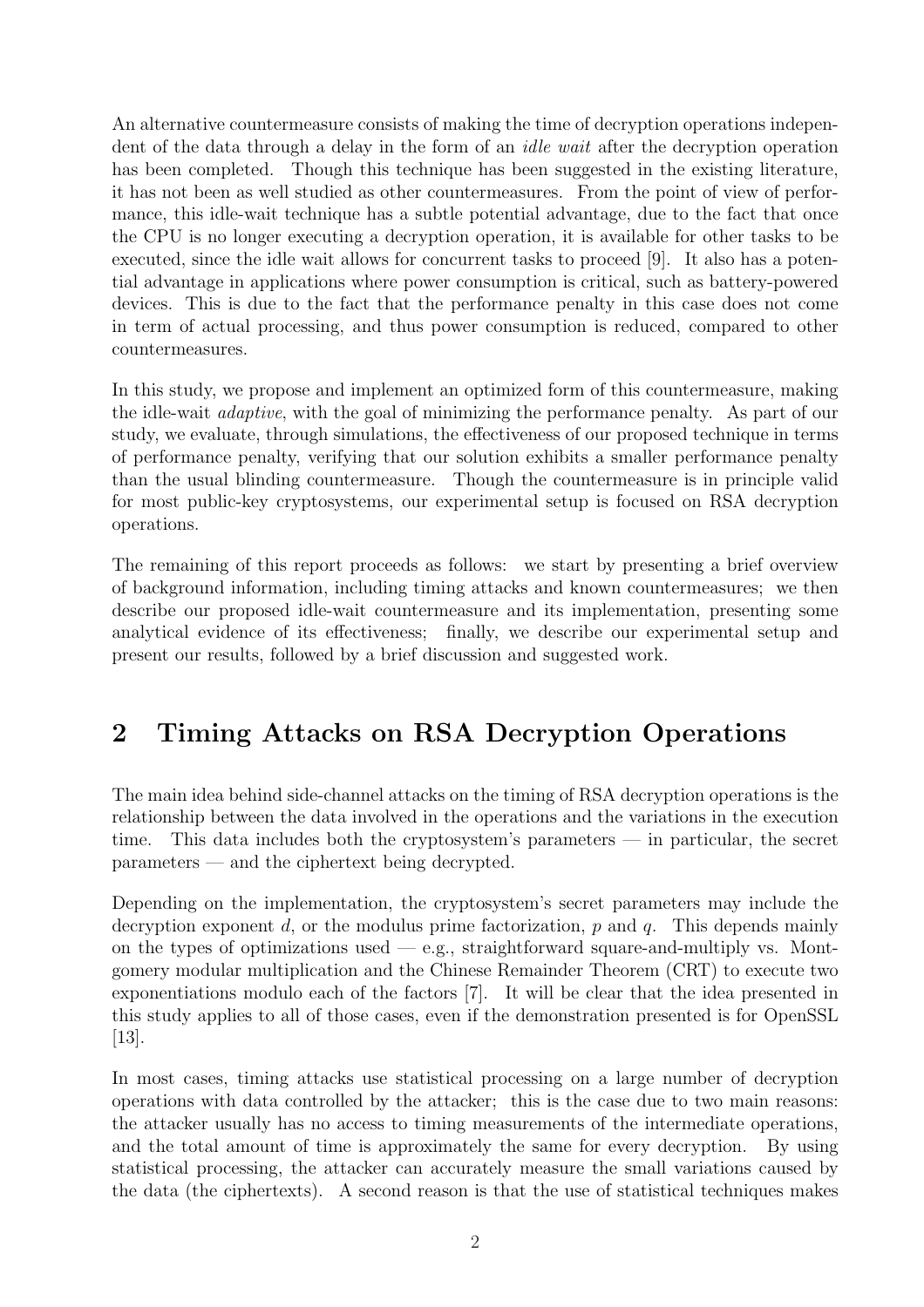An alternative countermeasure consists of making the time of decryption operations independent of the data through a delay in the form of an *idle wait* after the decryption operation has been completed. Though this technique has been suggested in the existing literature, it has not been as well studied as other countermeasures. From the point of view of performance, this idle-wait technique has a subtle potential advantage, due to the fact that once the CPU is no longer executing a decryption operation, it is available for other tasks to be executed, since the idle wait allows for concurrent tasks to proceed [9]. It also has a potential advantage in applications where power consumption is critical, such as battery-powered devices. This is due to the fact that the performance penalty in this case does not come in term of actual processing, and thus power consumption is reduced, compared to other countermeasures.

In this study, we propose and implement an optimized form of this countermeasure, making the idle-wait *adaptive*, with the goal of minimizing the performance penalty. As part of our study, we evaluate, through simulations, the effectiveness of our proposed technique in terms of performance penalty, verifying that our solution exhibits a smaller performance penalty than the usual blinding countermeasure. Though the countermeasure is in principle valid for most public-key cryptosystems, our experimental setup is focused on RSA decryption operations.

The remaining of this report proceeds as follows: we start by presenting a brief overview of background information, including timing attacks and known countermeasures; we then describe our proposed idle-wait countermeasure and its implementation, presenting some analytical evidence of its effectiveness; finally, we describe our experimental setup and present our results, followed by a brief discussion and suggested work.

## 2 Timing Attacks on RSA Decryption Operations

The main idea behind side-channel attacks on the timing of RSA decryption operations is the relationship between the data involved in the operations and the variations in the execution time. This data includes both the cryptosystem's parameters — in particular, the secret parameters — and the ciphertext being decrypted.

Depending on the implementation, the cryptosystem's secret parameters may include the decryption exponent $d$, or the modulus prime factorization, $p$ and $q$. This depends mainly on the types of optimizations used — e.g., straightforward square-and-multiply vs. Montgomery modular multiplication and the Chinese Remainder Theorem (CRT) to execute two exponentiations modulo each of the factors [7]. It will be clear that the idea presented in this study applies to all of those cases, even if the demonstration presented is for OpenSSL [13].

In most cases, timing attacks use statistical processing on a large number of decryption operations with data controlled by the attacker; this is the case due to two main reasons: the attacker usually has no access to timing measurements of the intermediate operations, and the total amount of time is approximately the same for every decryption. By using statistical processing, the attacker can accurately measure the small variations caused by the data (the ciphertexts). A second reason is that the use of statistical techniques makes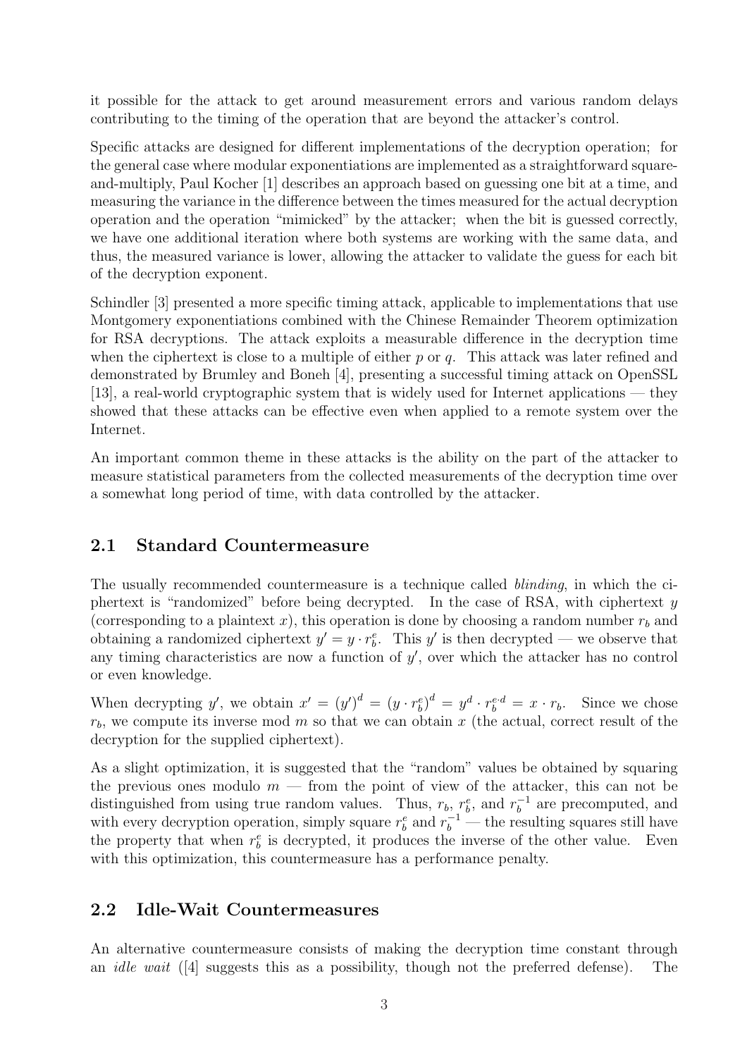it possible for the attack to get around measurement errors and various random delays contributing to the timing of the operation that are beyond the attacker's control.

Specific attacks are designed for different implementations of the decryption operation; for the general case where modular exponentiations are implemented as a straightforward square-and-multiply, Paul Kocher [1] describes an approach based on guessing one bit at a time, and measuring the variance in the difference between the times measured for the actual decryption operation and the operation "mimicked" by the attacker; when the bit is guessed correctly, we have one additional iteration where both systems are working with the same data, and thus, the measured variance is lower, allowing the attacker to validate the guess for each bit of the decryption exponent.

Schindler [3] presented a more specific timing attack, applicable to implementations that use Montgomery exponentiations combined with the Chinese Remainder Theorem optimization for RSA decryptions. The attack exploits a measurable difference in the decryption time when the ciphertext is close to a multiple of either $p$ or $q$. This attack was later refined and demonstrated by Brumley and Boneh [4], presenting a successful timing attack on OpenSSL [13], a real-world cryptographic system that is widely used for Internet applications — they showed that these attacks can be effective even when applied to a remote system over the Internet.

An important common theme in these attacks is the ability on the part of the attacker to measure statistical parameters from the collected measurements of the decryption time over a somewhat long period of time, with data controlled by the attacker.

## 2.1 Standard Countermeasure

The usually recommended countermeasure is a technique called *blinding*, in which the ciphertext is "randomized" before being decrypted. In the case of RSA, with ciphertext $y$ (corresponding to a plaintext $x$), this operation is done by choosing a random number $r_b$ and obtaining a randomized ciphertext $y' = y \cdot r_b^e$. This $y'$ is then decrypted — we observe that any timing characteristics are now a function of $y'$, over which the attacker has no control or even knowledge.

When decrypting $y'$, we obtain $x' = (y')^d = (y \cdot r_b^e)^d = y^d \cdot r_b^{e \cdot d} = x \cdot r_b$. Since we chose $r_b$, we compute its inverse mod $m$ so that we can obtain $x$ (the actual, correct result of the decryption for the supplied ciphertext).

As a slight optimization, it is suggested that the "random" values be obtained by squaring the previous ones modulo $m$ — from the point of view of the attacker, this can not be distinguished from using true random values. Thus, $r_b$, $r_b^e$, and $r_b^{-1}$ are precomputed, and with every decryption operation, simply square $r_b^e$ and $r_b^{-1}$ — the resulting squares still have the property that when $r_b^e$ is decrypted, it produces the inverse of the other value. Even with this optimization, this countermeasure has a performance penalty.

## 2.2 Idle-Wait Countermeasures

An alternative countermeasure consists of making the decryption time constant through an *idle wait* ([4] suggests this as a possibility, though not the preferred defense). The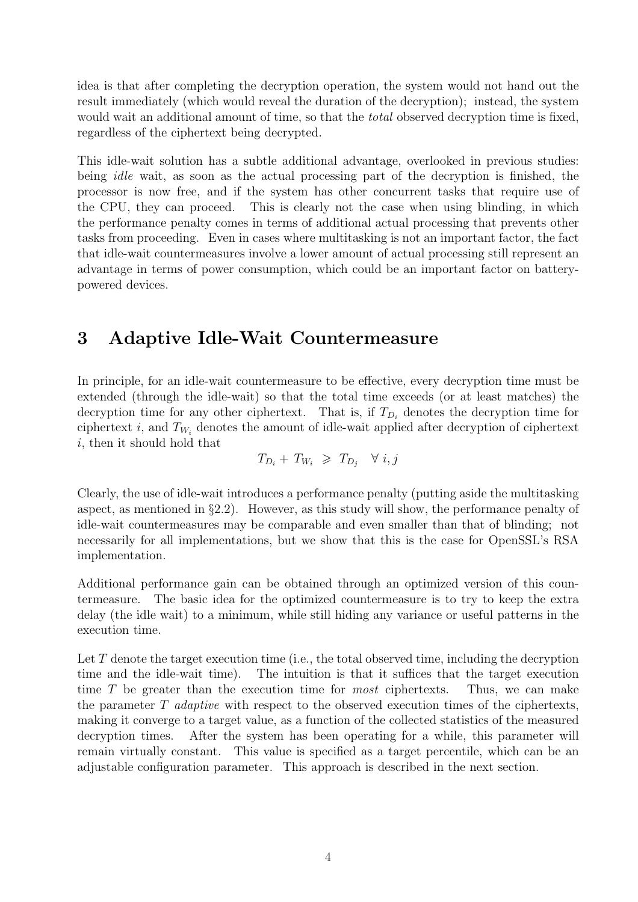idea is that after completing the decryption operation, the system would not hand out the result immediately (which would reveal the duration of the decryption); instead, the system would wait an additional amount of time, so that the *total* observed decryption time is fixed, regardless of the ciphertext being decrypted.

This idle-wait solution has a subtle additional advantage, overlooked in previous studies: being *idle* wait, as soon as the actual processing part of the decryption is finished, the processor is now free, and if the system has other concurrent tasks that require use of the CPU, they can proceed. This is clearly not the case when using blinding, in which the performance penalty comes in terms of additional actual processing that prevents other tasks from proceeding. Even in cases where multitasking is not an important factor, the fact that idle-wait countermeasures involve a lower amount of actual processing still represent an advantage in terms of power consumption, which could be an important factor on battery-powered devices.

# 3 Adaptive Idle-Wait Countermeasure

In principle, for an idle-wait countermeasure to be effective, every decryption time must be extended (through the idle-wait) so that the total time exceeds (or at least matches) the decryption time for any other ciphertext. That is, if $T_{D_i}$ denotes the decryption time for ciphertext $i$, and $T_{W_i}$ denotes the amount of idle-wait applied after decryption of ciphertext $i$, then it should hold that

$$T_{D_i} + T_{W_i} \;\geqslant\; T_{D_j} \quad \forall\; i, j$$

Clearly, the use of idle-wait introduces a performance penalty (putting aside the multitasking aspect, as mentioned in §2.2). However, as this study will show, the performance penalty of idle-wait countermeasures may be comparable and even smaller than that of blinding; not necessarily for all implementations, but we show that this is the case for OpenSSL's RSA implementation.

Additional performance gain can be obtained through an optimized version of this countermeasure. The basic idea for the optimized countermeasure is to try to keep the extra delay (the idle wait) to a minimum, while still hiding any variance or useful patterns in the execution time.

Let $T$ denote the target execution time (i.e., the total observed time, including the decryption time and the idle-wait time). The intuition is that it suffices that the target execution time $T$ be greater than the execution time for *most* ciphertexts. Thus, we can make the parameter $T$ *adaptive* with respect to the observed execution times of the ciphertexts, making it converge to a target value, as a function of the collected statistics of the measured decryption times. After the system has been operating for a while, this parameter will remain virtually constant. This value is specified as a target percentile, which can be an adjustable configuration parameter. This approach is described in the next section.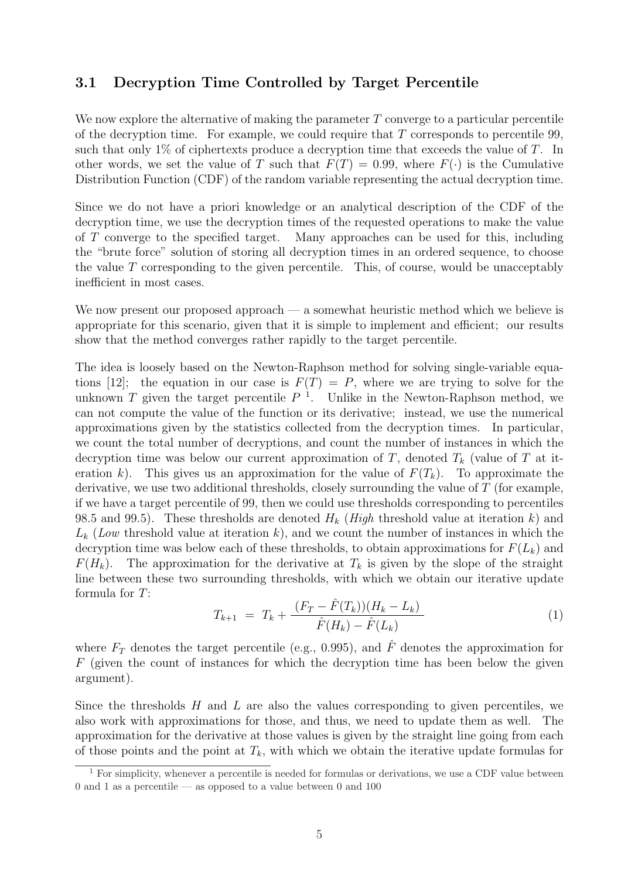### 3.1 Decryption Time Controlled by Target Percentile

We now explore the alternative of making the parameter $T$ converge to a particular percentile of the decryption time. For example, we could require that $T$ corresponds to percentile 99, such that only 1% of ciphertexts produce a decryption time that exceeds the value of $T$. In other words, we set the value of $T$ such that $F(T) = 0.99$, where $F(\cdot)$ is the Cumulative Distribution Function (CDF) of the random variable representing the actual decryption time.

Since we do not have a priori knowledge or an analytical description of the CDF of the decryption time, we use the decryption times of the requested operations to make the value of $T$ converge to the specified target. Many approaches can be used for this, including the "brute force" solution of storing all decryption times in an ordered sequence, to choose the value $T$ corresponding to the given percentile. This, of course, would be unacceptably inefficient in most cases.

We now present our proposed approach — a somewhat heuristic method which we believe is appropriate for this scenario, given that it is simple to implement and efficient; our results show that the method converges rather rapidly to the target percentile.

The idea is loosely based on the Newton-Raphson method for solving single-variable equations [12]; the equation in our case is $F(T) = P$, where we are trying to solve for the unknown $T$ given the target percentile $P$ [1]. Unlike in the Newton-Raphson method, we can not compute the value of the function or its derivative; instead, we use the numerical approximations given by the statistics collected from the decryption times. In particular, we count the total number of decryptions, and count the number of instances in which the decryption time was below our current approximation of $T$, denoted $T_k$ (value of $T$ at iteration $k$). This gives us an approximation for the value of $F(T_k)$. To approximate the derivative, we use two additional thresholds, closely surrounding the value of $T$ (for example, if we have a target percentile of 99, then we could use thresholds corresponding to percentiles 98.5 and 99.5). These thresholds are denoted $H_k$ (*High* threshold value at iteration $k$) and $L_k$ (*Low* threshold value at iteration $k$), and we count the number of instances in which the decryption time was below each of these thresholds, to obtain approximations for $F(L_k)$ and $F(H_k)$. The approximation for the derivative at $T_k$ is given by the slope of the straight line between these two surrounding thresholds, with which we obtain our iterative update formula for $T$:

$$T_{k+1} \;=\; T_k + \frac{(F_T - \hat{F}(T_k))(H_k - L_k)}{\hat{F}(H_k) - \hat{F}(L_k)} \tag{1}$$

where $F_T$ denotes the target percentile (e.g., 0.995), and $\hat{F}$ denotes the approximation for $F$ (given the count of instances for which the decryption time has been below the given argument).

Since the thresholds $H$ and $L$ are also the values corresponding to given percentiles, we also work with approximations for those, and thus, we need to update them as well. The approximation for the derivative at those values is given by the straight line going from each of those points and the point at $T_k$, with which we obtain the iterative update formulas for

[1] For simplicity, whenever a percentile is needed for formulas or derivations, we use a CDF value between 0 and 1 as a percentile — as opposed to a value between 0 and 100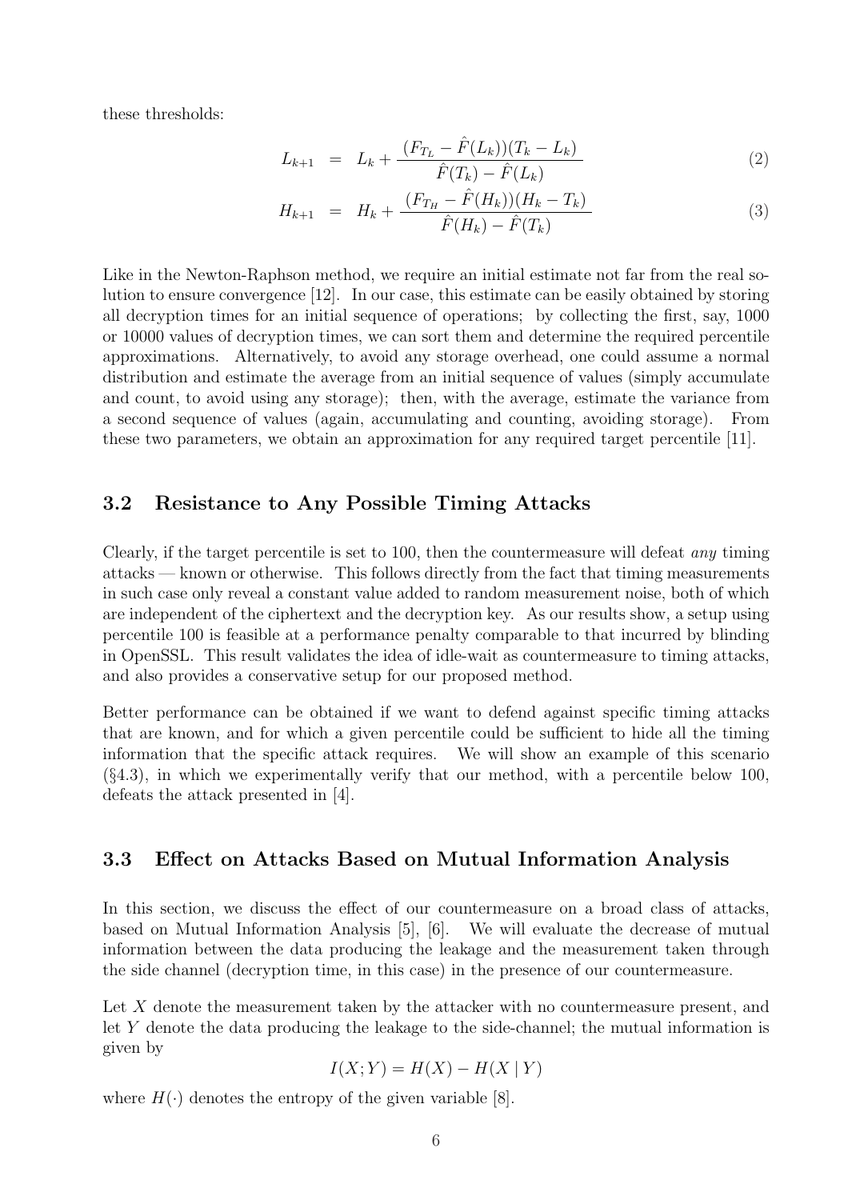these thresholds:

$$L_{k+1} = L_k + \frac{(F_{T_L} - \hat{F}(L_k))(T_k - L_k)}{\hat{F}(T_k) - \hat{F}(L_k)} \tag{2}$$

$$H_{k+1} = H_k + \frac{(F_{T_H} - \hat{F}(H_k))(H_k - T_k)}{\hat{F}(H_k) - \hat{F}(T_k)} \tag{3}$$

Like in the Newton-Raphson method, we require an initial estimate not far from the real solution to ensure convergence [12]. In our case, this estimate can be easily obtained by storing all decryption times for an initial sequence of operations; by collecting the first, say, 1000 or 10000 values of decryption times, we can sort them and determine the required percentile approximations. Alternatively, to avoid any storage overhead, one could assume a normal distribution and estimate the average from an initial sequence of values (simply accumulate and count, to avoid using any storage); then, with the average, estimate the variance from a second sequence of values (again, accumulating and counting, avoiding storage). From these two parameters, we obtain an approximation for any required target percentile [11].

### 3.2 Resistance to Any Possible Timing Attacks

Clearly, if the target percentile is set to 100, then the countermeasure will defeat *any* timing attacks — known or otherwise. This follows directly from the fact that timing measurements in such case only reveal a constant value added to random measurement noise, both of which are independent of the ciphertext and the decryption key. As our results show, a setup using percentile 100 is feasible at a performance penalty comparable to that incurred by blinding in OpenSSL. This result validates the idea of idle-wait as countermeasure to timing attacks, and also provides a conservative setup for our proposed method.

Better performance can be obtained if we want to defend against specific timing attacks that are known, and for which a given percentile could be sufficient to hide all the timing information that the specific attack requires. We will show an example of this scenario (§4.3), in which we experimentally verify that our method, with a percentile below 100, defeats the attack presented in [4].

### 3.3 Effect on Attacks Based on Mutual Information Analysis

In this section, we discuss the effect of our countermeasure on a broad class of attacks, based on Mutual Information Analysis [5], [6]. We will evaluate the decrease of mutual information between the data producing the leakage and the measurement taken through the side channel (decryption time, in this case) in the presence of our countermeasure.

Let $X$ denote the measurement taken by the attacker with no countermeasure present, and let $Y$ denote the data producing the leakage to the side-channel; the mutual information is given by

$$I(X;Y) = H(X) - H(X \mid Y)$$

where $H(\cdot)$ denotes the entropy of the given variable [8].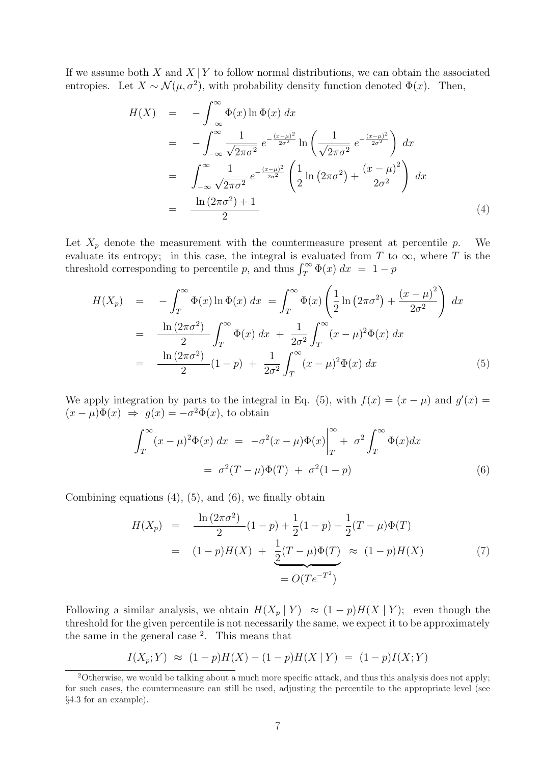If we assume both $X$ and $X \,|\, Y$ to follow normal distributions, we can obtain the associated entropies. Let $X \sim \mathcal{N}(\mu, \sigma^2)$, with probability density function denoted $\Phi(x)$. Then,

$$
\begin{aligned}
H(X) &= -\int_{-\infty}^{\infty} \Phi(x) \ln \Phi(x) \; dx \\
&= -\int_{-\infty}^{\infty} \frac{1}{\sqrt{2\pi\sigma^2}} \; e^{-\frac{(x-\mu)^2}{2\sigma^2}} \ln \left( \frac{1}{\sqrt{2\pi\sigma^2}} \; e^{-\frac{(x-\mu)^2}{2\sigma^2}} \right) \; dx \\
&= \int_{-\infty}^{\infty} \frac{1}{\sqrt{2\pi\sigma^2}} \; e^{-\frac{(x-\mu)^2}{2\sigma^2}} \left( \frac{1}{2} \ln \left(2\pi\sigma^2\right) + \frac{(x-\mu)^2}{2\sigma^2} \right) \; dx \\
&= \frac{\ln\left(2\pi\sigma^2\right) + 1}{2}
\end{aligned}
\tag{4}
$$

Let $X_p$ denote the measurement with the countermeasure present at percentile $p$. We evaluate its entropy; in this case, the integral is evaluated from $T$ to $\infty$, where $T$ is the threshold corresponding to percentile $p$, and thus $\int_T^{\infty} \Phi(x) \; dx \; = \; 1 - p$

$$
\begin{aligned}
H(X_p) &= -\int_{T}^{\infty} \Phi(x) \ln \Phi(x) \; dx \; = \int_{T}^{\infty} \Phi(x) \left( \frac{1}{2} \ln \left(2\pi\sigma^2\right) + \frac{(x-\mu)^2}{2\sigma^2} \right) \; dx \\
&= \frac{\ln\left(2\pi\sigma^2\right)}{2} \int_T^{\infty} \Phi(x) \; dx \; + \; \frac{1}{2\sigma^2} \int_T^{\infty} (x-\mu)^2 \Phi(x) \; dx \\
&= \frac{\ln\left(2\pi\sigma^2\right)}{2} (1-p) \; + \; \frac{1}{2\sigma^2} \int_T^{\infty} (x-\mu)^2 \Phi(x) \; dx
\end{aligned}
\tag{5}
$$

We apply integration by parts to the integral in Eq. (5), with $f(x) = (x - \mu)$ and $g'(x) = (x-\mu)\Phi(x) \; \Rightarrow \; g(x) = -\sigma^2 \Phi(x)$, to obtain

$$
\begin{aligned}
\int_T^{\infty} (x-\mu)^2 \Phi(x) \; dx \; &= \; -\sigma^2 (x-\mu) \Phi(x) \Big|_T^{\infty} + \; \sigma^2 \int_T^{\infty} \Phi(x) dx \\
&= \; \sigma^2 (T - \mu) \Phi(T) \; + \; \sigma^2 (1-p)
\end{aligned}
\tag{6}
$$

Combining equations (4), (5), and (6), we finally obtain

$$
\begin{aligned}
H(X_p) &= \frac{\ln\left(2\pi\sigma^2\right)}{2}(1-p) + \frac{1}{2}(1-p) + \frac{1}{2}(T-\mu)\Phi(T) \\
&= (1-p)H(X) \; + \; \underbrace{\frac{1}{2}(T-\mu)\Phi(T)}_{= \, O(Te^{-T^2})} \; \approx \; (1-p)H(X)
\end{aligned}
\tag{7}
$$

Following a similar analysis, we obtain $H(X_p \,|\, Y) \; \approx (1-p)H(X \,|\, Y)$; even though the threshold for the given percentile is not necessarily the same, we expect it to be approximately the same in the general case [2]. This means that

$$
I(X_p; Y) \; \approx \; (1-p)H(X) - (1-p)H(X \,|\, Y) \; = \; (1-p)I(X;Y)
$$

[2]Otherwise, we would be talking about a much more specific attack, and thus this analysis does not apply; for such cases, the countermeasure can still be used, adjusting the percentile to the appropriate level (see §4.3 for an example).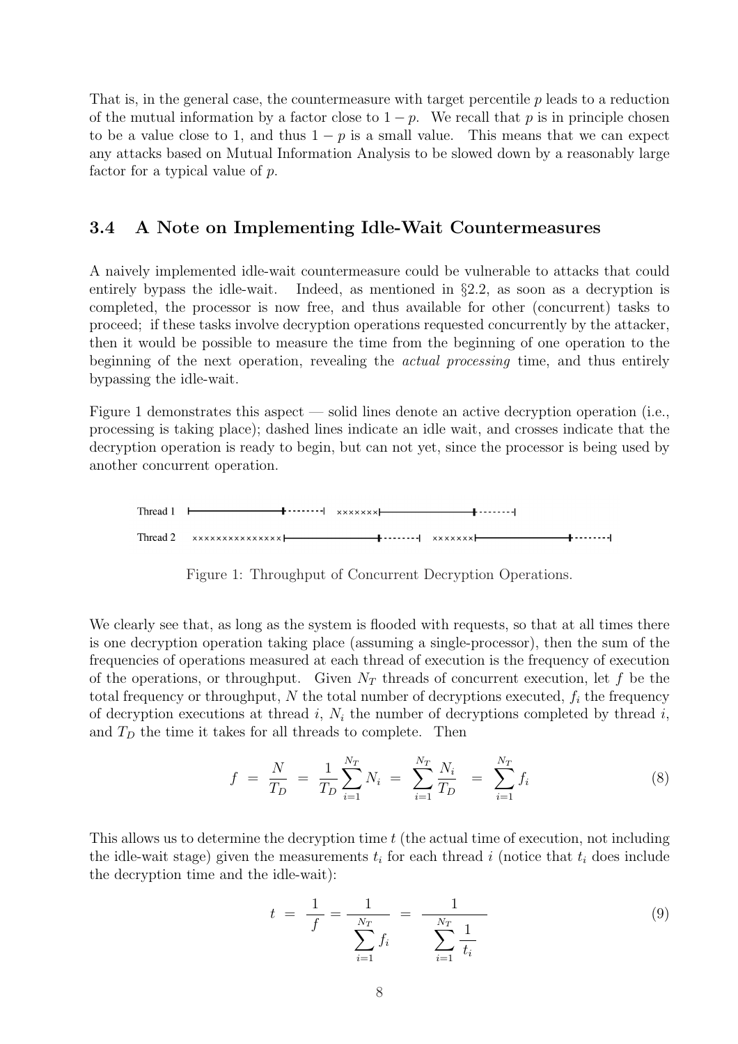That is, in the general case, the countermeasure with target percentile $p$ leads to a reduction of the mutual information by a factor close to $1 - p$. We recall that $p$ is in principle chosen to be a value close to 1, and thus $1 - p$ is a small value. This means that we can expect any attacks based on Mutual Information Analysis to be slowed down by a reasonably large factor for a typical value of $p$.

## 3.4 A Note on Implementing Idle-Wait Countermeasures

A naively implemented idle-wait countermeasure could be vulnerable to attacks that could entirely bypass the idle-wait. Indeed, as mentioned in §2.2, as soon as a decryption is completed, the processor is now free, and thus available for other (concurrent) tasks to proceed; if these tasks involve decryption operations requested concurrently by the attacker, then it would be possible to measure the time from the beginning of one operation to the beginning of the next operation, revealing the *actual processing* time, and thus entirely bypassing the idle-wait.

Figure 1 demonstrates this aspect — solid lines denote an active decryption operation (i.e., processing is taking place); dashed lines indicate an idle wait, and crosses indicate that the decryption operation is ready to begin, but can not yet, since the processor is being used by another concurrent operation.

```
Thread 1  |--------------+--------|  xxxxxxx|--------------+-------|
Thread 2  xxxxxxxxxxxxxx|--------------+--------|  xxxxxxx|--------------+--------|
```

Figure 1: Throughput of Concurrent Decryption Operations.

We clearly see that, as long as the system is flooded with requests, so that at all times there is one decryption operation taking place (assuming a single-processor), then the sum of the frequencies of operations measured at each thread of execution is the frequency of execution of the operations, or throughput. Given $N_T$ threads of concurrent execution, let $f$ be the total frequency or throughput, $N$ the total number of decryptions executed, $f_i$ the frequency of decryption executions at thread $i$, $N_i$ the number of decryptions completed by thread $i$, and $T_D$ the time it takes for all threads to complete. Then

$$f \;=\; \frac{N}{T_D} \;=\; \frac{1}{T_D}\sum_{i=1}^{N_T} N_i \;=\; \sum_{i=1}^{N_T}\frac{N_i}{T_D} \;=\; \sum_{i=1}^{N_T} f_i \tag{8}$$

This allows us to determine the decryption time $t$ (the actual time of execution, not including the idle-wait stage) given the measurements $t_i$ for each thread $i$ (notice that $t_i$ does include the decryption time and the idle-wait):

$$t \;=\; \frac{1}{f} = \frac{1}{\displaystyle\sum_{i=1}^{N_T} f_i} \;=\; \frac{1}{\displaystyle\sum_{i=1}^{N_T}\frac{1}{t_i}} \tag{9}$$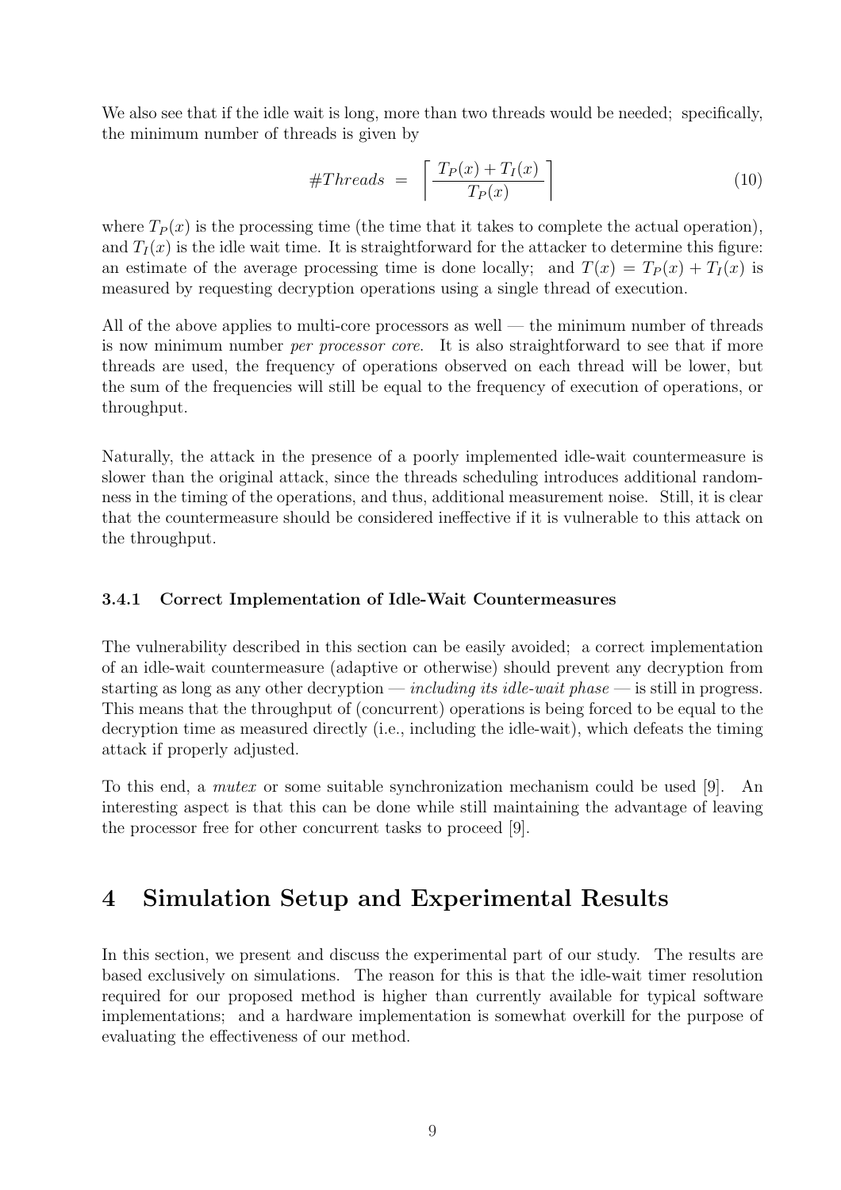We also see that if the idle wait is long, more than two threads would be needed; specifically, the minimum number of threads is given by

$$\#Threads \;=\; \left\lceil \frac{T_P(x) + T_I(x)}{T_P(x)} \right\rceil \tag{10}$$

where $T_P(x)$ is the processing time (the time that it takes to complete the actual operation), and $T_I(x)$ is the idle wait time. It is straightforward for the attacker to determine this figure: an estimate of the average processing time is done locally; and $T(x) = T_P(x) + T_I(x)$ is measured by requesting decryption operations using a single thread of execution.

All of the above applies to multi-core processors as well — the minimum number of threads is now minimum number *per processor core*. It is also straightforward to see that if more threads are used, the frequency of operations observed on each thread will be lower, but the sum of the frequencies will still be equal to the frequency of execution of operations, or throughput.

Naturally, the attack in the presence of a poorly implemented idle-wait countermeasure is slower than the original attack, since the threads scheduling introduces additional randomness in the timing of the operations, and thus, additional measurement noise. Still, it is clear that the countermeasure should be considered ineffective if it is vulnerable to this attack on the throughput.

### 3.4.1 Correct Implementation of Idle-Wait Countermeasures

The vulnerability described in this section can be easily avoided; a correct implementation of an idle-wait countermeasure (adaptive or otherwise) should prevent any decryption from starting as long as any other decryption — *including its idle-wait phase* — is still in progress. This means that the throughput of (concurrent) operations is being forced to be equal to the decryption time as measured directly (i.e., including the idle-wait), which defeats the timing attack if properly adjusted.

To this end, a *mutex* or some suitable synchronization mechanism could be used [9]. An interesting aspect is that this can be done while still maintaining the advantage of leaving the processor free for other concurrent tasks to proceed [9].

## 4 Simulation Setup and Experimental Results

In this section, we present and discuss the experimental part of our study. The results are based exclusively on simulations. The reason for this is that the idle-wait timer resolution required for our proposed method is higher than currently available for typical software implementations; and a hardware implementation is somewhat overkill for the purpose of evaluating the effectiveness of our method.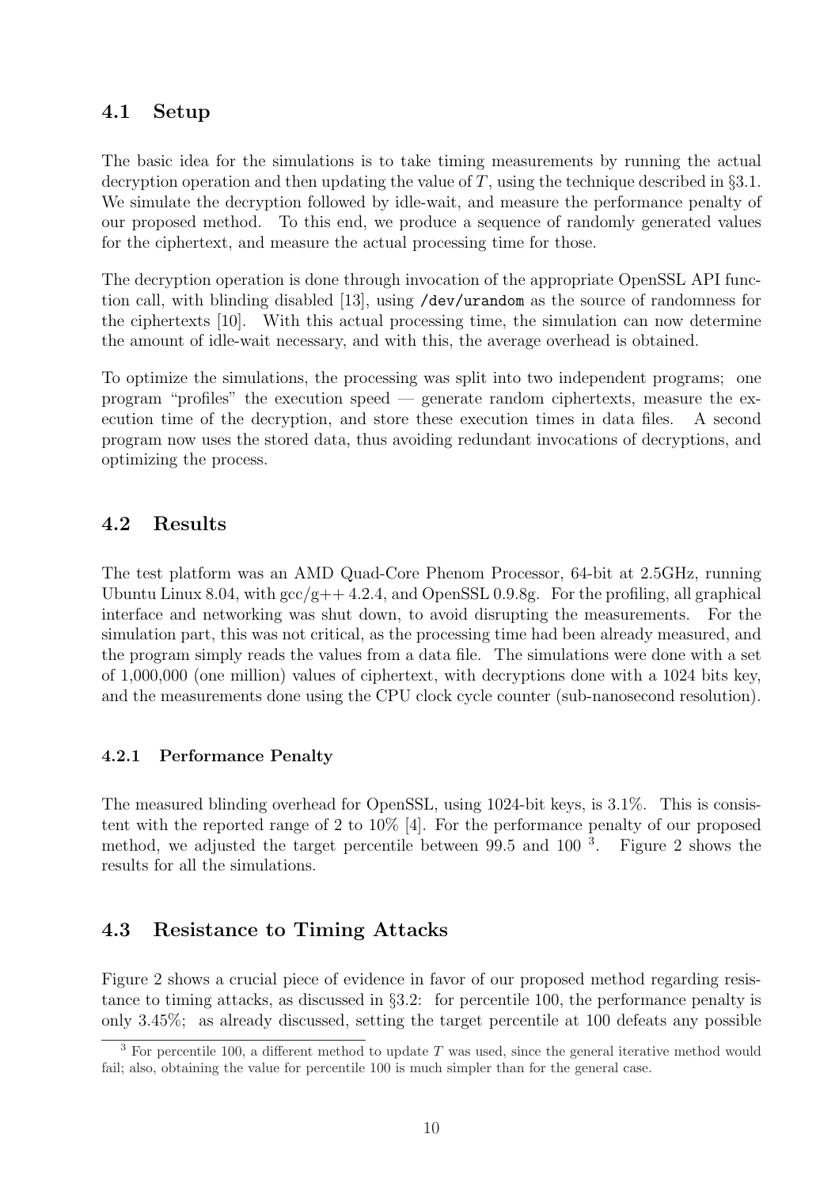## 4.1 Setup

The basic idea for the simulations is to take timing measurements by running the actual decryption operation and then updating the value of $T$, using the technique described in §3.1. We simulate the decryption followed by idle-wait, and measure the performance penalty of our proposed method. To this end, we produce a sequence of randomly generated values for the ciphertext, and measure the actual processing time for those.

The decryption operation is done through invocation of the appropriate OpenSSL API function call, with blinding disabled [13], using `/dev/urandom` as the source of randomness for the ciphertexts [10]. With this actual processing time, the simulation can now determine the amount of idle-wait necessary, and with this, the average overhead is obtained.

To optimize the simulations, the processing was split into two independent programs; one program "profiles" the execution speed — generate random ciphertexts, measure the execution time of the decryption, and store these execution times in data files. A second program now uses the stored data, thus avoiding redundant invocations of decryptions, and optimizing the process.

## 4.2 Results

The test platform was an AMD Quad-Core Phenom Processor, 64-bit at 2.5GHz, running Ubuntu Linux 8.04, with gcc/g++ 4.2.4, and OpenSSL 0.9.8g. For the profiling, all graphical interface and networking was shut down, to avoid disrupting the measurements. For the simulation part, this was not critical, as the processing time had been already measured, and the program simply reads the values from a data file. The simulations were done with a set of 1,000,000 (one million) values of ciphertext, with decryptions done with a 1024 bits key, and the measurements done using the CPU clock cycle counter (sub-nanosecond resolution).

### 4.2.1 Performance Penalty

The measured blinding overhead for OpenSSL, using 1024-bit keys, is 3.1%. This is consistent with the reported range of 2 to 10% [4]. For the performance penalty of our proposed method, we adjusted the target percentile between 99.5 and 100 [3]. Figure 2 shows the results for all the simulations.

## 4.3 Resistance to Timing Attacks

Figure 2 shows a crucial piece of evidence in favor of our proposed method regarding resistance to timing attacks, as discussed in §3.2: for percentile 100, the performance penalty is only 3.45%; as already discussed, setting the target percentile at 100 defeats any possible

[3] For percentile 100, a different method to update $T$ was used, since the general iterative method would fail; also, obtaining the value for percentile 100 is much simpler than for the general case.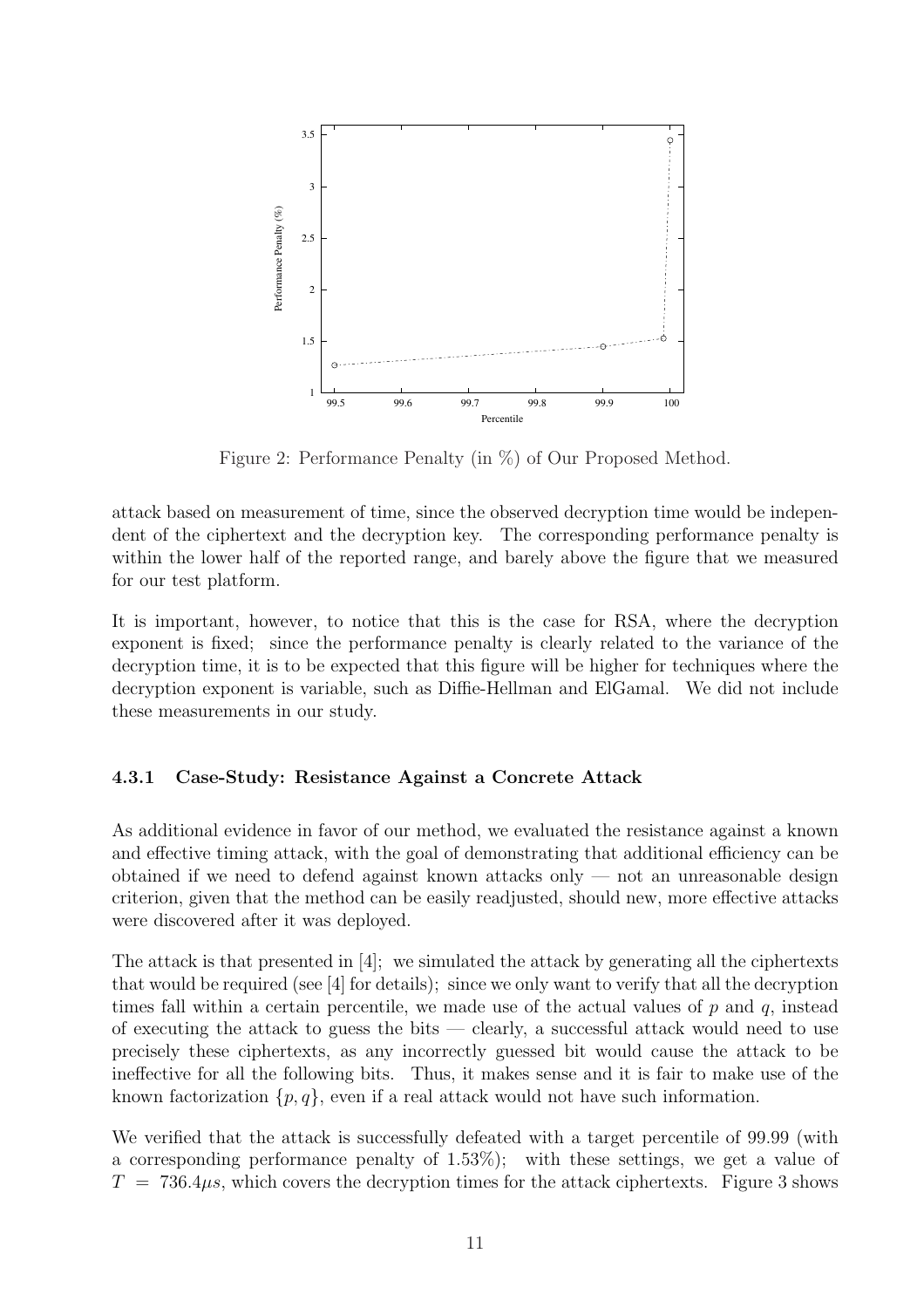Figure 2: Performance Penalty (in %) of Our Proposed Method.

attack based on measurement of time, since the observed decryption time would be independent of the ciphertext and the decryption key. The corresponding performance penalty is within the lower half of the reported range, and barely above the figure that we measured for our test platform.

It is important, however, to notice that this is the case for RSA, where the decryption exponent is fixed; since the performance penalty is clearly related to the variance of the decryption time, it is to be expected that this figure will be higher for techniques where the decryption exponent is variable, such as Diffie-Hellman and ElGamal. We did not include these measurements in our study.

#### 4.3.1 Case-Study: Resistance Against a Concrete Attack

As additional evidence in favor of our method, we evaluated the resistance against a known and effective timing attack, with the goal of demonstrating that additional efficiency can be obtained if we need to defend against known attacks only — not an unreasonable design criterion, given that the method can be easily readjusted, should new, more effective attacks were discovered after it was deployed.

The attack is that presented in [4]; we simulated the attack by generating all the ciphertexts that would be required (see [4] for details); since we only want to verify that all the decryption times fall within a certain percentile, we made use of the actual values of $p$ and $q$, instead of executing the attack to guess the bits — clearly, a successful attack would need to use precisely these ciphertexts, as any incorrectly guessed bit would cause the attack to be ineffective for all the following bits. Thus, it makes sense and it is fair to make use of the known factorization $\{p, q\}$, even if a real attack would not have such information.

We verified that the attack is successfully defeated with a target percentile of 99.99 (with a corresponding performance penalty of 1.53%); with these settings, we get a value of $T = 736.4 \mu s$, which covers the decryption times for the attack ciphertexts. Figure 3 shows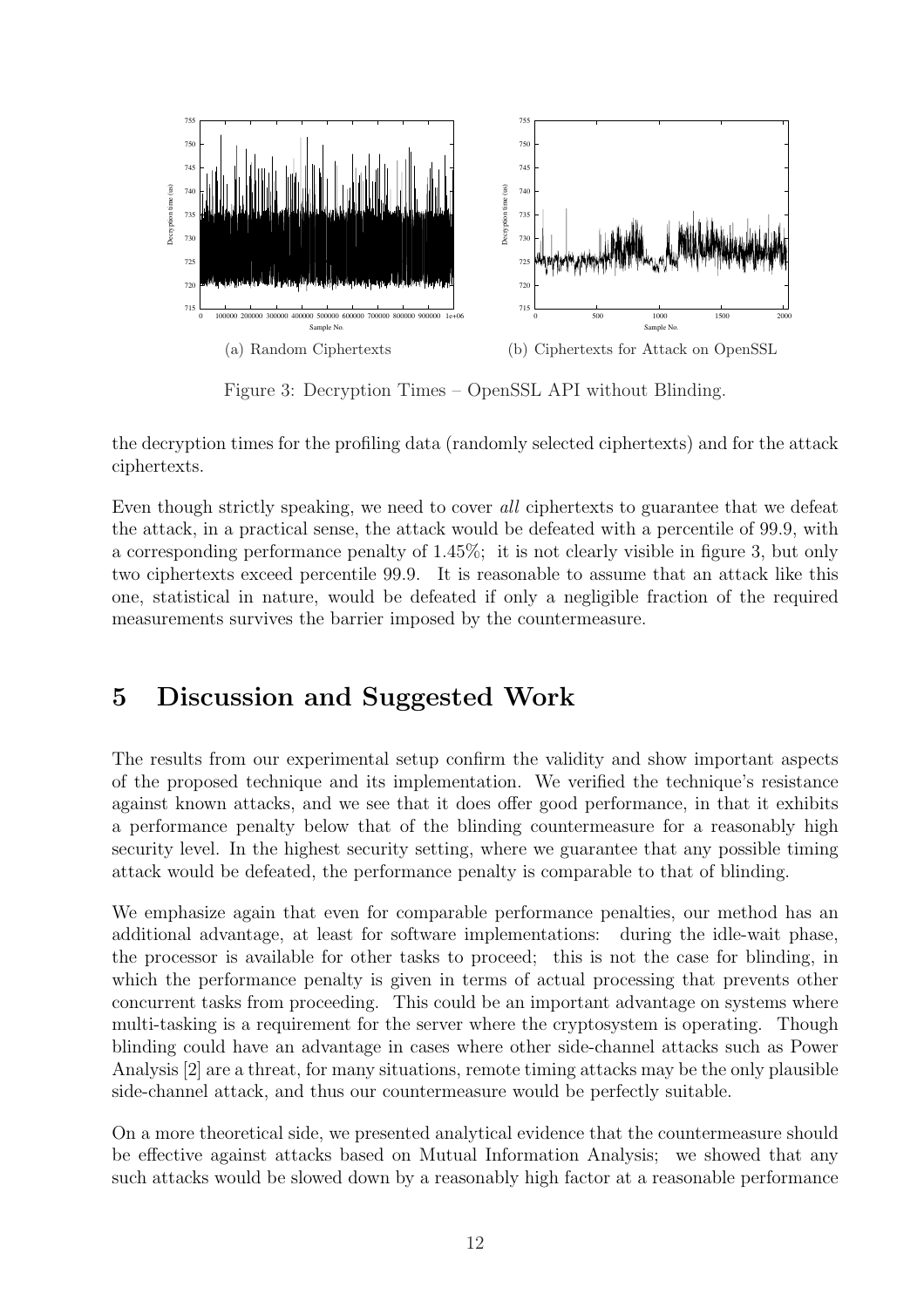(a) Random Ciphertexts

(b) Ciphertexts for Attack on OpenSSL

Figure 3: Decryption Times – OpenSSL API without Blinding.

the decryption times for the profiling data (randomly selected ciphertexts) and for the attack ciphertexts.

Even though strictly speaking, we need to cover *all* ciphertexts to guarantee that we defeat the attack, in a practical sense, the attack would be defeated with a percentile of 99.9, with a corresponding performance penalty of 1.45%; it is not clearly visible in figure 3, but only two ciphertexts exceed percentile 99.9. It is reasonable to assume that an attack like this one, statistical in nature, would be defeated if only a negligible fraction of the required measurements survives the barrier imposed by the countermeasure.

# 5 Discussion and Suggested Work

The results from our experimental setup confirm the validity and show important aspects of the proposed technique and its implementation. We verified the technique's resistance against known attacks, and we see that it does offer good performance, in that it exhibits a performance penalty below that of the blinding countermeasure for a reasonably high security level. In the highest security setting, where we guarantee that any possible timing attack would be defeated, the performance penalty is comparable to that of blinding.

We emphasize again that even for comparable performance penalties, our method has an additional advantage, at least for software implementations: during the idle-wait phase, the processor is available for other tasks to proceed; this is not the case for blinding, in which the performance penalty is given in terms of actual processing that prevents other concurrent tasks from proceeding. This could be an important advantage on systems where multi-tasking is a requirement for the server where the cryptosystem is operating. Though blinding could have an advantage in cases where other side-channel attacks such as Power Analysis [2] are a threat, for many situations, remote timing attacks may be the only plausible side-channel attack, and thus our countermeasure would be perfectly suitable.

On a more theoretical side, we presented analytical evidence that the countermeasure should be effective against attacks based on Mutual Information Analysis; we showed that any such attacks would be slowed down by a reasonably high factor at a reasonable performance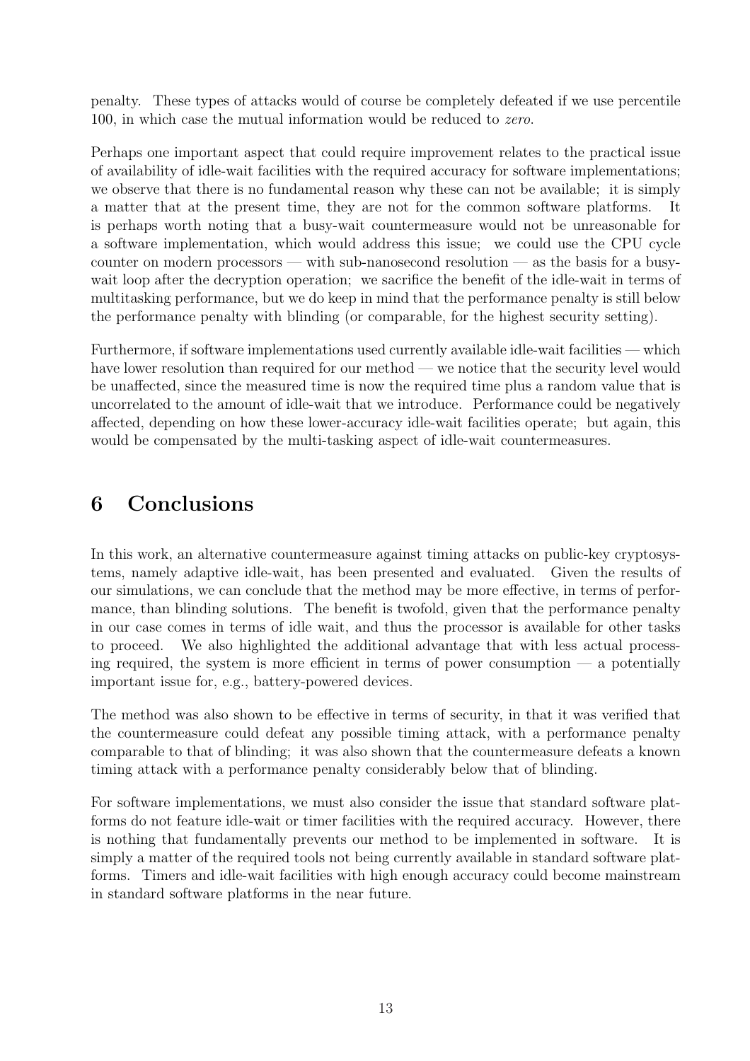penalty. These types of attacks would of course be completely defeated if we use percentile 100, in which case the mutual information would be reduced to *zero*.

Perhaps one important aspect that could require improvement relates to the practical issue of availability of idle-wait facilities with the required accuracy for software implementations; we observe that there is no fundamental reason why these can not be available; it is simply a matter that at the present time, they are not for the common software platforms. It is perhaps worth noting that a busy-wait countermeasure would not be unreasonable for a software implementation, which would address this issue; we could use the CPU cycle counter on modern processors — with sub-nanosecond resolution — as the basis for a busy-wait loop after the decryption operation; we sacrifice the benefit of the idle-wait in terms of multitasking performance, but we do keep in mind that the performance penalty is still below the performance penalty with blinding (or comparable, for the highest security setting).

Furthermore, if software implementations used currently available idle-wait facilities — which have lower resolution than required for our method — we notice that the security level would be unaffected, since the measured time is now the required time plus a random value that is uncorrelated to the amount of idle-wait that we introduce. Performance could be negatively affected, depending on how these lower-accuracy idle-wait facilities operate; but again, this would be compensated by the multi-tasking aspect of idle-wait countermeasures.

# 6 Conclusions

In this work, an alternative countermeasure against timing attacks on public-key cryptosystems, namely adaptive idle-wait, has been presented and evaluated. Given the results of our simulations, we can conclude that the method may be more effective, in terms of performance, than blinding solutions. The benefit is twofold, given that the performance penalty in our case comes in terms of idle wait, and thus the processor is available for other tasks to proceed. We also highlighted the additional advantage that with less actual processing required, the system is more efficient in terms of power consumption — a potentially important issue for, e.g., battery-powered devices.

The method was also shown to be effective in terms of security, in that it was verified that the countermeasure could defeat any possible timing attack, with a performance penalty comparable to that of blinding; it was also shown that the countermeasure defeats a known timing attack with a performance penalty considerably below that of blinding.

For software implementations, we must also consider the issue that standard software platforms do not feature idle-wait or timer facilities with the required accuracy. However, there is nothing that fundamentally prevents our method to be implemented in software. It is simply a matter of the required tools not being currently available in standard software platforms. Timers and idle-wait facilities with high enough accuracy could become mainstream in standard software platforms in the near future.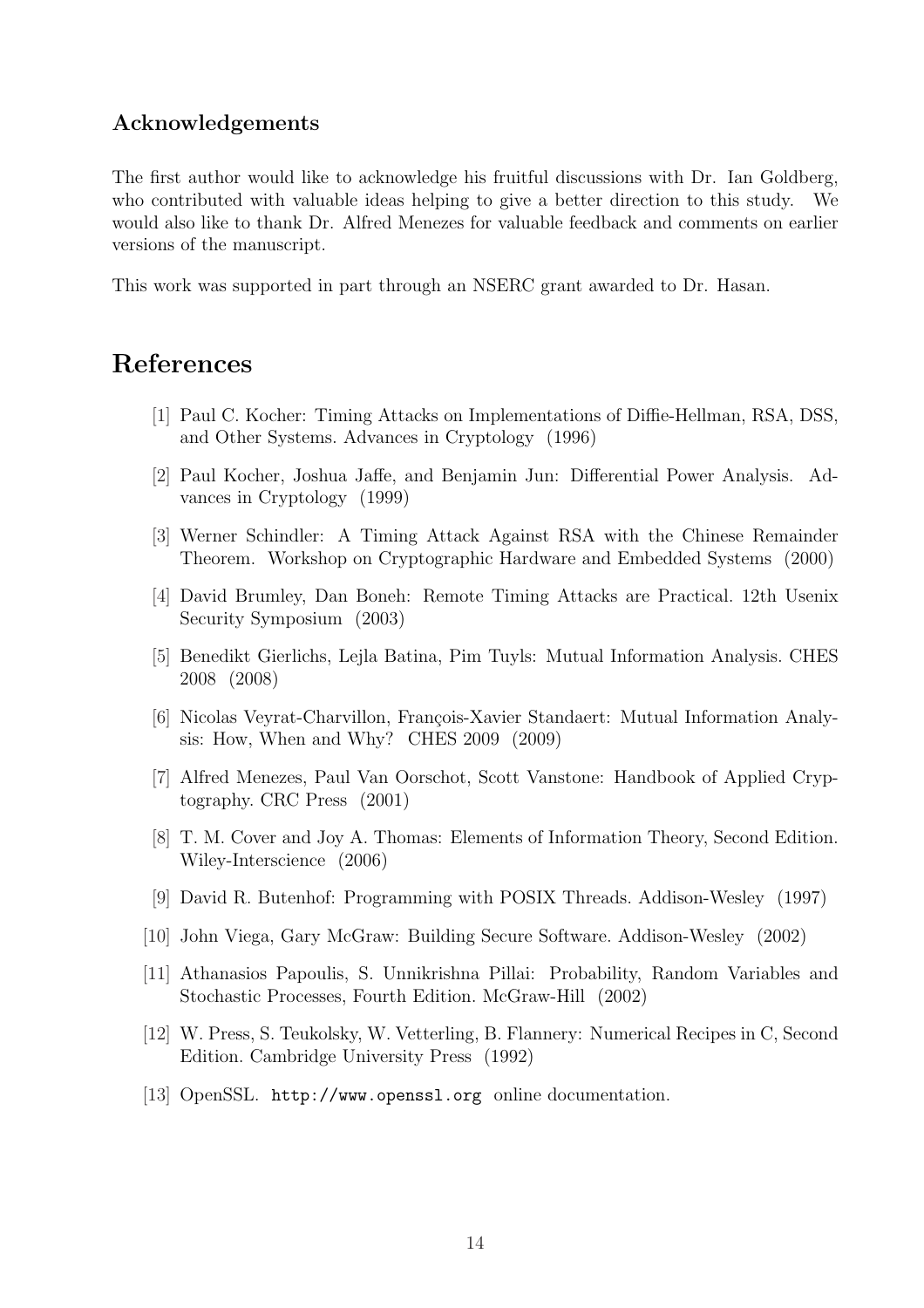### Acknowledgements

The first author would like to acknowledge his fruitful discussions with Dr. Ian Goldberg, who contributed with valuable ideas helping to give a better direction to this study. We would also like to thank Dr. Alfred Menezes for valuable feedback and comments on earlier versions of the manuscript.

This work was supported in part through an NSERC grant awarded to Dr. Hasan.

## References

[1] Paul C. Kocher: Timing Attacks on Implementations of Diffie-Hellman, RSA, DSS, and Other Systems. Advances in Cryptology (1996)

[2] Paul Kocher, Joshua Jaffe, and Benjamin Jun: Differential Power Analysis. Advances in Cryptology (1999)

[3] Werner Schindler: A Timing Attack Against RSA with the Chinese Remainder Theorem. Workshop on Cryptographic Hardware and Embedded Systems (2000)

[4] David Brumley, Dan Boneh: Remote Timing Attacks are Practical. 12th Usenix Security Symposium (2003)

[5] Benedikt Gierlichs, Lejla Batina, Pim Tuyls: Mutual Information Analysis. CHES 2008 (2008)

[6] Nicolas Veyrat-Charvillon, François-Xavier Standaert: Mutual Information Analysis: How, When and Why? CHES 2009 (2009)

[7] Alfred Menezes, Paul Van Oorschot, Scott Vanstone: Handbook of Applied Cryptography. CRC Press (2001)

[8] T. M. Cover and Joy A. Thomas: Elements of Information Theory, Second Edition. Wiley-Interscience (2006)

[9] David R. Butenhof: Programming with POSIX Threads. Addison-Wesley (1997)

[10] John Viega, Gary McGraw: Building Secure Software. Addison-Wesley (2002)

[11] Athanasios Papoulis, S. Unnikrishna Pillai: Probability, Random Variables and Stochastic Processes, Fourth Edition. McGraw-Hill (2002)

[12] W. Press, S. Teukolsky, W. Vetterling, B. Flannery: Numerical Recipes in C, Second Edition. Cambridge University Press (1992)

[13] OpenSSL. `http://www.openssl.org` online documentation.